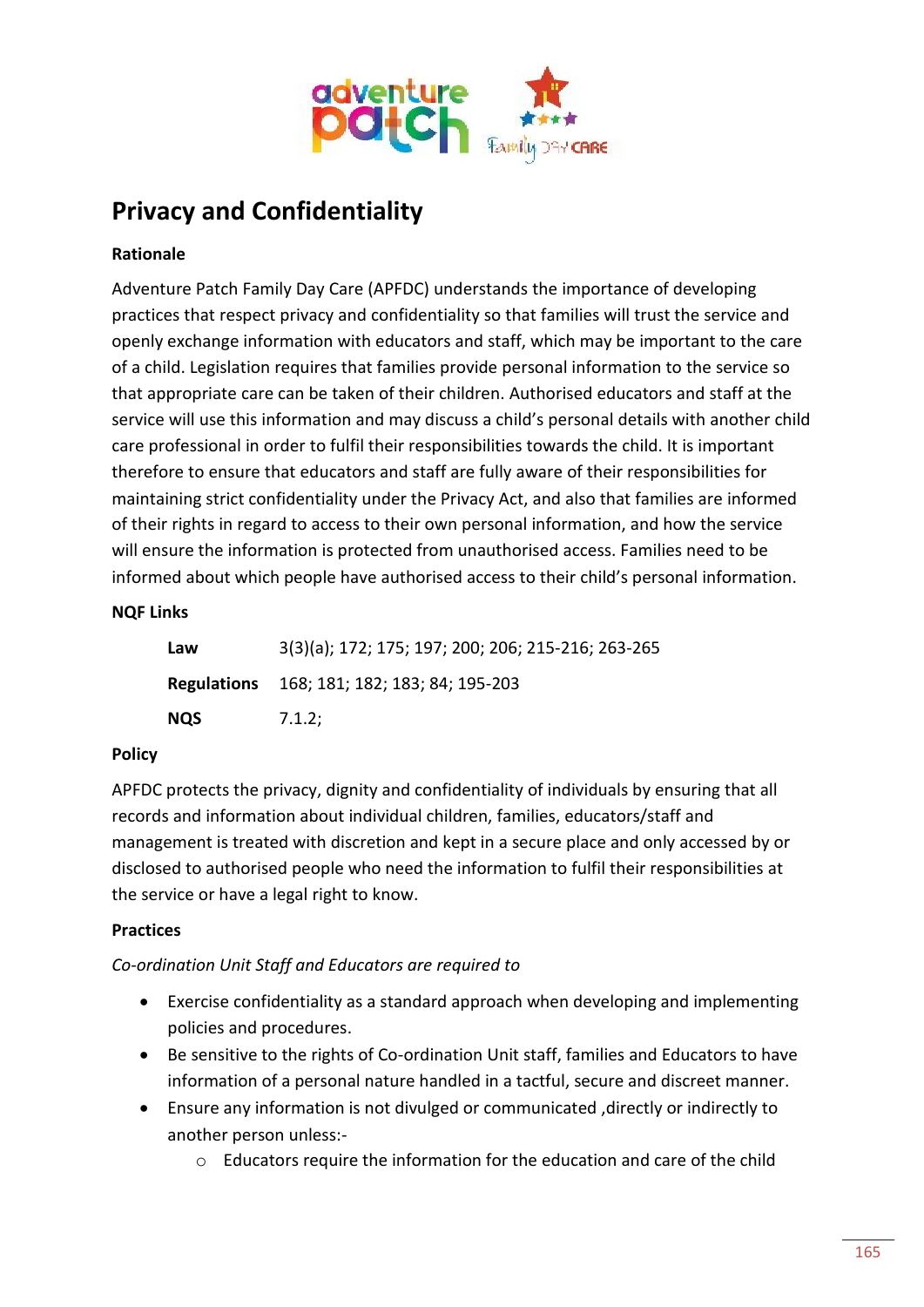# Privacy and Confidentiality

**Rationale**

Adventure Patch Family Day Care (APFDC) understands the importance of developing practices that respect privacy and confidentiality so that families will trust the service and openly exchange information with educators and staff, which may be important to the care of a child. Legislation requires that families provide personal information to the service so that appropriate care can be taken of their children. Authorised educators and staff at the service will use this information and may discuss a child's personal details with another child care professional in order to fulfil their responsibilities towards the child. It is important therefore to ensure that educators and staff are fully aware of their responsibilities for maintaining strict confidentiality under the Privacy Act, and also that families are informed of their rights in regard to access to their own personal information, and how the service will ensure the information is protected from unauthorised access. Families need to be informed about which people have authorised access to their child's personal information.

**NQF Links**

| | |
|---|---|
| **Law** | 3(3)(a); 172; 175; 197; 200; 206; 215-216; 263-265 |
| **Regulations** | 168; 181; 182; 183; 84; 195-203 |
| **NQS** | 7.1.2; |

**Policy**

APFDC protects the privacy, dignity and confidentiality of individuals by ensuring that all records and information about individual children, families, educators/staff and management is treated with discretion and kept in a secure place and only accessed by or disclosed to authorised people who need the information to fulfil their responsibilities at the service or have a legal right to know.

**Practices**

*Co-ordination Unit Staff and Educators are required to*

- Exercise confidentiality as a standard approach when developing and implementing policies and procedures.
- Be sensitive to the rights of Co-ordination Unit staff, families and Educators to have information of a personal nature handled in a tactful, secure and discreet manner.
- Ensure any information is not divulged or communicated ,directly or indirectly to another person unless:-
  - Educators require the information for the education and care of the child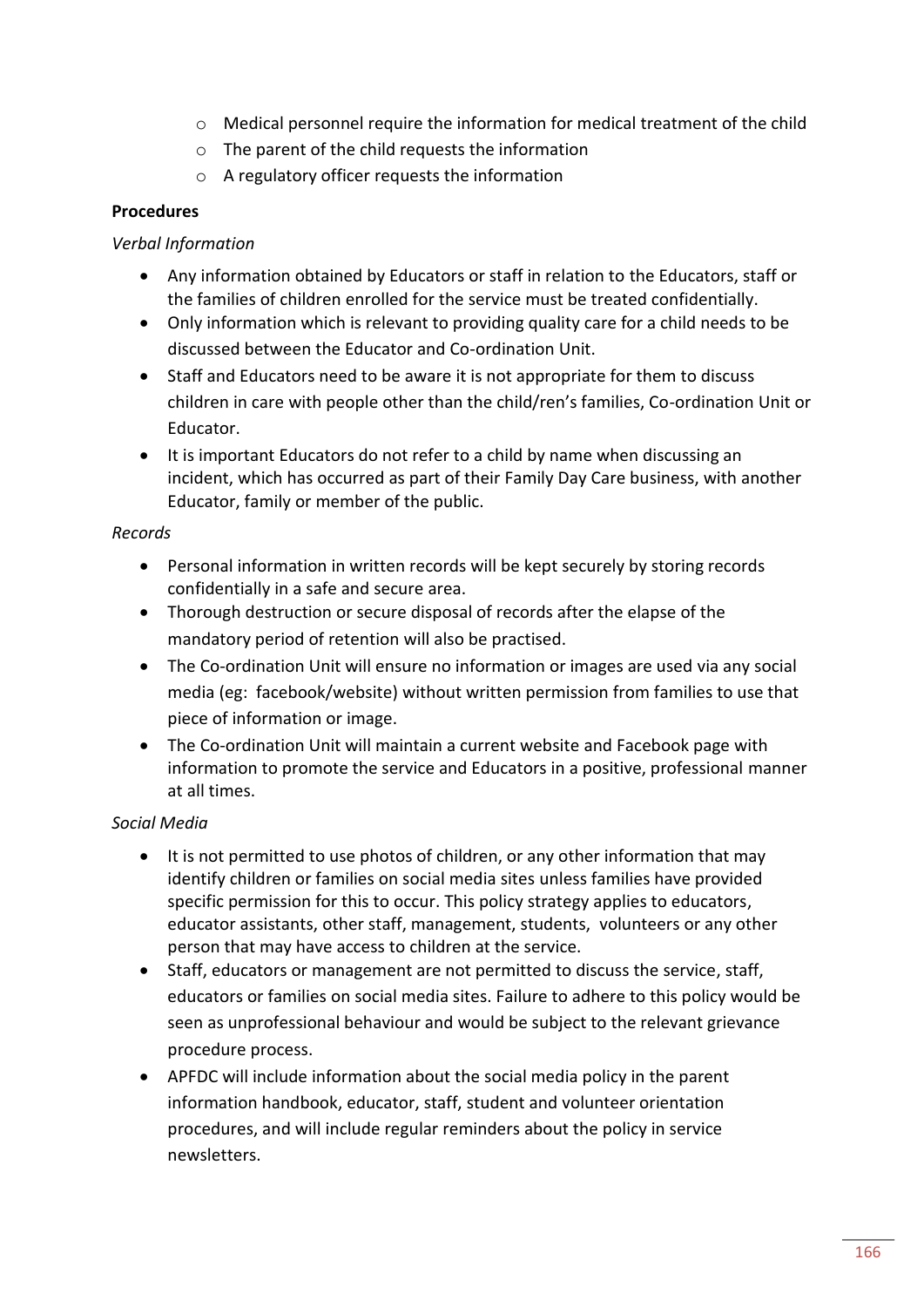- Medical personnel require the information for medical treatment of the child
  - The parent of the child requests the information
  - A regulatory officer requests the information

**Procedures**

*Verbal Information*

- Any information obtained by Educators or staff in relation to the Educators, staff or the families of children enrolled for the service must be treated confidentially.
- Only information which is relevant to providing quality care for a child needs to be discussed between the Educator and Co-ordination Unit.
- Staff and Educators need to be aware it is not appropriate for them to discuss children in care with people other than the child/ren's families, Co-ordination Unit or Educator.
- It is important Educators do not refer to a child by name when discussing an incident, which has occurred as part of their Family Day Care business, with another Educator, family or member of the public.

*Records*

- Personal information in written records will be kept securely by storing records confidentially in a safe and secure area.
- Thorough destruction or secure disposal of records after the elapse of the mandatory period of retention will also be practised.
- The Co-ordination Unit will ensure no information or images are used via any social media (eg: facebook/website) without written permission from families to use that piece of information or image.
- The Co-ordination Unit will maintain a current website and Facebook page with information to promote the service and Educators in a positive, professional manner at all times.

*Social Media*

- It is not permitted to use photos of children, or any other information that may identify children or families on social media sites unless families have provided specific permission for this to occur. This policy strategy applies to educators, educator assistants, other staff, management, students, volunteers or any other person that may have access to children at the service.
- Staff, educators or management are not permitted to discuss the service, staff, educators or families on social media sites. Failure to adhere to this policy would be seen as unprofessional behaviour and would be subject to the relevant grievance procedure process.
- APFDC will include information about the social media policy in the parent information handbook, educator, staff, student and volunteer orientation procedures, and will include regular reminders about the policy in service newsletters.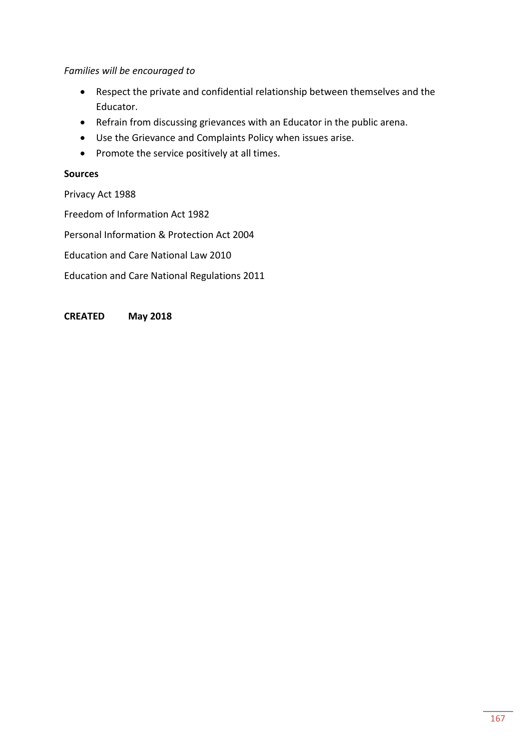*Families will be encouraged to*

- Respect the private and confidential relationship between themselves and the Educator.
- Refrain from discussing grievances with an Educator in the public arena.
- Use the Grievance and Complaints Policy when issues arise.
- Promote the service positively at all times.

**Sources**

Privacy Act 1988

Freedom of Information Act 1982

Personal Information & Protection Act 2004

Education and Care National Law 2010

Education and Care National Regulations 2011

**CREATED May 2018**